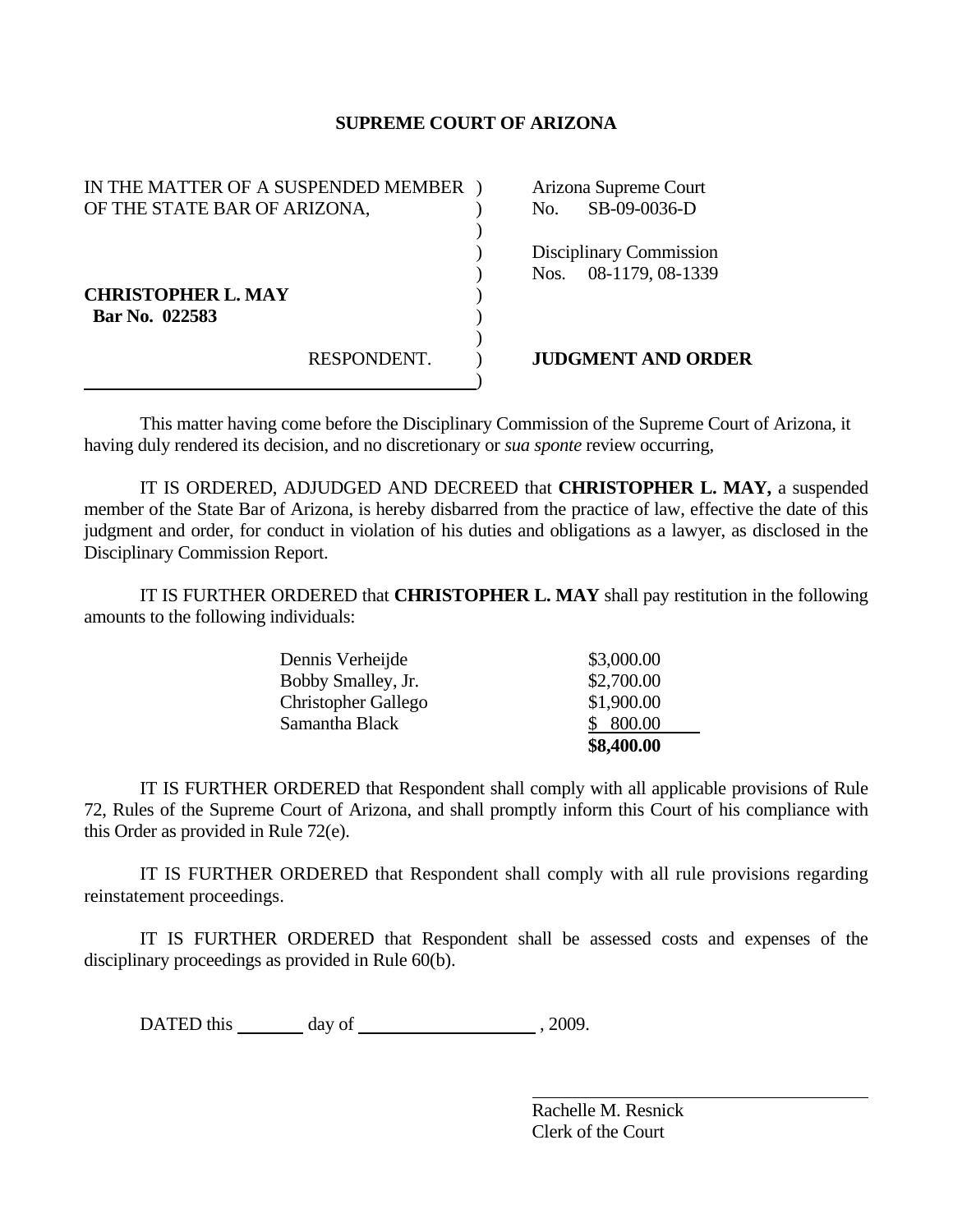# SUPREME COURT OF ARIZONA

| | |
|---|---|
| IN THE MATTER OF A SUSPENDED MEMBER OF THE STATE BAR OF ARIZONA, | Arizona Supreme Court No. SB-09-0036-D |
| | Disciplinary Commission Nos. 08-1179, 08-1339 |
| **CHRISTOPHER L. MAY** **Bar No. 022583** | |
| RESPONDENT. | **JUDGMENT AND ORDER** |

This matter having come before the Disciplinary Commission of the Supreme Court of Arizona, it having duly rendered its decision, and no discretionary or *sua sponte* review occurring,

IT IS ORDERED, ADJUDGED AND DECREED that **CHRISTOPHER L. MAY,** a suspended member of the State Bar of Arizona, is hereby disbarred from the practice of law, effective the date of this judgment and order, for conduct in violation of his duties and obligations as a lawyer, as disclosed in the Disciplinary Commission Report.

IT IS FURTHER ORDERED that **CHRISTOPHER L. MAY** shall pay restitution in the following amounts to the following individuals:

| | |
|---|---|
| Dennis Verheijde | $3,000.00 |
| Bobby Smalley, Jr. | $2,700.00 |
| Christopher Gallego | $1,900.00 |
| Samantha Black | $ 800.00 |
| | **$8,400.00** |

IT IS FURTHER ORDERED that Respondent shall comply with all applicable provisions of Rule 72, Rules of the Supreme Court of Arizona, and shall promptly inform this Court of his compliance with this Order as provided in Rule 72(e).

IT IS FURTHER ORDERED that Respondent shall comply with all rule provisions regarding reinstatement proceedings.

IT IS FURTHER ORDERED that Respondent shall be assessed costs and expenses of the disciplinary proceedings as provided in Rule 60(b).

DATED this _______ day of __________________ , 2009.

Rachelle M. Resnick
Clerk of the Court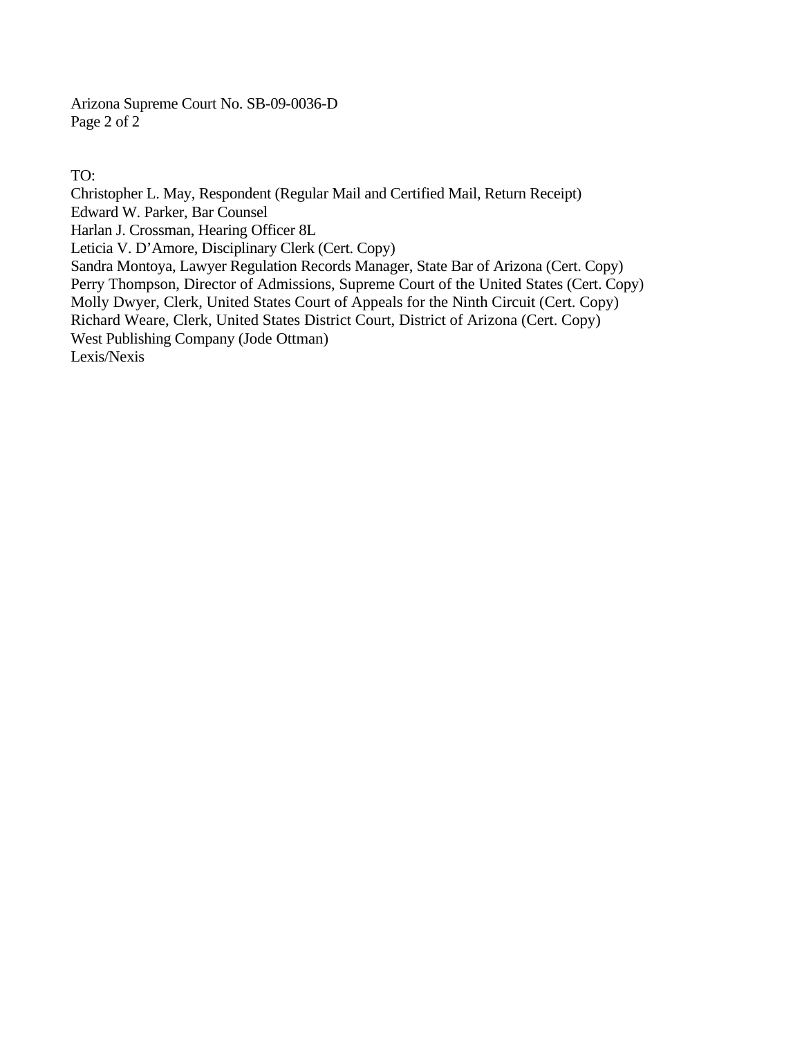TO:
Christopher L. May, Respondent (Regular Mail and Certified Mail, Return Receipt)
Edward W. Parker, Bar Counsel
Harlan J. Crossman, Hearing Officer 8L
Leticia V. D'Amore, Disciplinary Clerk (Cert. Copy)
Sandra Montoya, Lawyer Regulation Records Manager, State Bar of Arizona (Cert. Copy)
Perry Thompson, Director of Admissions, Supreme Court of the United States (Cert. Copy)
Molly Dwyer, Clerk, United States Court of Appeals for the Ninth Circuit (Cert. Copy)
Richard Weare, Clerk, United States District Court, District of Arizona (Cert. Copy)
West Publishing Company (Jode Ottman)
Lexis/Nexis